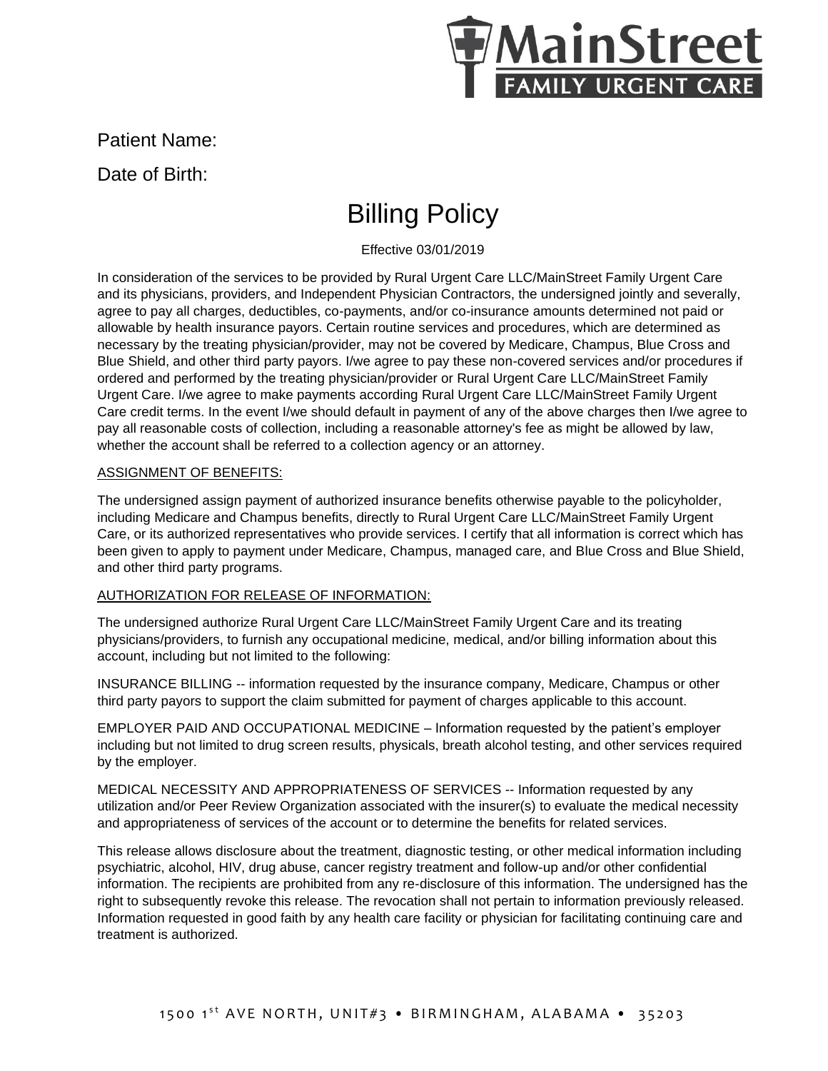MainStreet FAMILY URGENT CARE

Patient Name:

Date of Birth:

# Billing Policy

Effective 03/01/2019

In consideration of the services to be provided by Rural Urgent Care LLC/MainStreet Family Urgent Care and its physicians, providers, and Independent Physician Contractors, the undersigned jointly and severally, agree to pay all charges, deductibles, co-payments, and/or co-insurance amounts determined not paid or allowable by health insurance payors. Certain routine services and procedures, which are determined as necessary by the treating physician/provider, may not be covered by Medicare, Champus, Blue Cross and Blue Shield, and other third party payors. I/we agree to pay these non-covered services and/or procedures if ordered and performed by the treating physician/provider or Rural Urgent Care LLC/MainStreet Family Urgent Care. I/we agree to make payments according Rural Urgent Care LLC/MainStreet Family Urgent Care credit terms. In the event I/we should default in payment of any of the above charges then I/we agree to pay all reasonable costs of collection, including a reasonable attorney's fee as might be allowed by law, whether the account shall be referred to a collection agency or an attorney.

<u>ASSIGNMENT OF BENEFITS:</u>

The undersigned assign payment of authorized insurance benefits otherwise payable to the policyholder, including Medicare and Champus benefits, directly to Rural Urgent Care LLC/MainStreet Family Urgent Care, or its authorized representatives who provide services. I certify that all information is correct which has been given to apply to payment under Medicare, Champus, managed care, and Blue Cross and Blue Shield, and other third party programs.

<u>AUTHORIZATION FOR RELEASE OF INFORMATION:</u>

The undersigned authorize Rural Urgent Care LLC/MainStreet Family Urgent Care and its treating physicians/providers, to furnish any occupational medicine, medical, and/or billing information about this account, including but not limited to the following:

INSURANCE BILLING -- information requested by the insurance company, Medicare, Champus or other third party payors to support the claim submitted for payment of charges applicable to this account.

EMPLOYER PAID AND OCCUPATIONAL MEDICINE – Information requested by the patient's employer including but not limited to drug screen results, physicals, breath alcohol testing, and other services required by the employer.

MEDICAL NECESSITY AND APPROPRIATENESS OF SERVICES -- Information requested by any utilization and/or Peer Review Organization associated with the insurer(s) to evaluate the medical necessity and appropriateness of services of the account or to determine the benefits for related services.

This release allows disclosure about the treatment, diagnostic testing, or other medical information including psychiatric, alcohol, HIV, drug abuse, cancer registry treatment and follow-up and/or other confidential information. The recipients are prohibited from any re-disclosure of this information. The undersigned has the right to subsequently revoke this release. The revocation shall not pertain to information previously released. Information requested in good faith by any health care facility or physician for facilitating continuing care and treatment is authorized.

1500 1st AVE NORTH, UNIT#3 • BIRMINGHAM, ALABAMA • 35203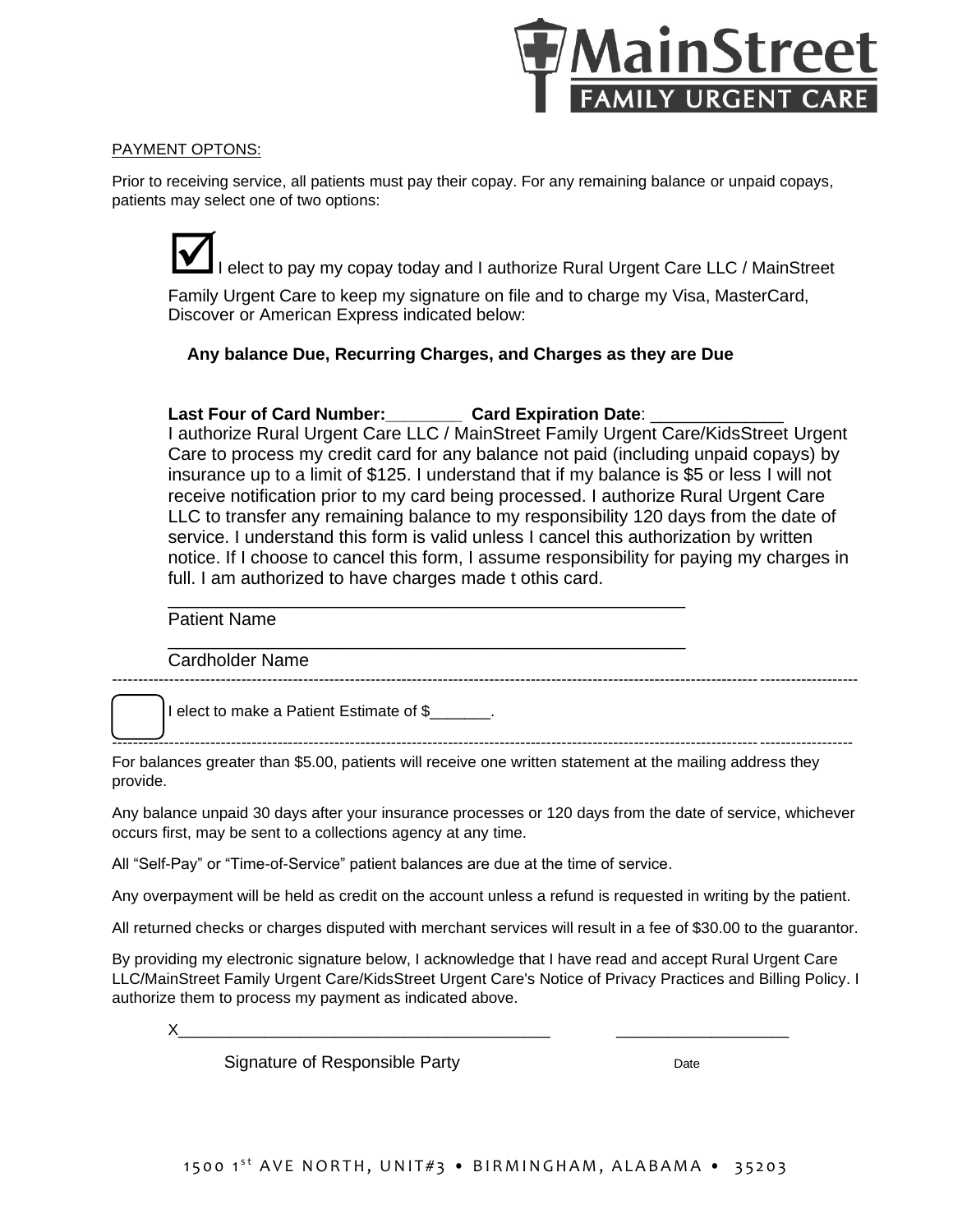MainStreet FAMILY URGENT CARE

PAYMENT OPTONS:

Prior to receiving service, all patients must pay their copay. For any remaining balance or unpaid copays, patients may select one of two options:

☑ I elect to pay my copay today and I authorize Rural Urgent Care LLC / MainStreet Family Urgent Care to keep my signature on file and to charge my Visa, MasterCard, Discover or American Express indicated below:

**Any balance Due, Recurring Charges, and Charges as they are Due**

**Last Four of Card Number:________** **Card Expiration Date**: ______________

I authorize Rural Urgent Care LLC / MainStreet Family Urgent Care/KidsStreet Urgent Care to process my credit card for any balance not paid (including unpaid copays) by insurance up to a limit of $125. I understand that if my balance is $5 or less I will not receive notification prior to my card being processed. I authorize Rural Urgent Care LLC to transfer any remaining balance to my responsibility 120 days from the date of service. I understand this form is valid unless I cancel this authorization by written notice. If I choose to cancel this form, I assume responsibility for paying my charges in full. I am authorized to have charges made t othis card.

_____________________________________________________

Patient Name

_____________________________________________________

Cardholder Name

---

☐ I elect to make a Patient Estimate of $_______.

---

For balances greater than $5.00, patients will receive one written statement at the mailing address they provide.

Any balance unpaid 30 days after your insurance processes or 120 days from the date of service, whichever occurs first, may be sent to a collections agency at any time.

All "Self-Pay" or "Time-of-Service" patient balances are due at the time of service.

Any overpayment will be held as credit on the account unless a refund is requested in writing by the patient.

All returned checks or charges disputed with merchant services will result in a fee of $30.00 to the guarantor.

By providing my electronic signature below, I acknowledge that I have read and accept Rural Urgent Care LLC/MainStreet Family Urgent Care/KidsStreet Urgent Care's Notice of Privacy Practices and Billing Policy. I authorize them to process my payment as indicated above.

X__________________________________________ ____________________

Signature of Responsible Party Date

1500 1st AVE NORTH, UNIT#3 • BIRMINGHAM, ALABAMA • 35203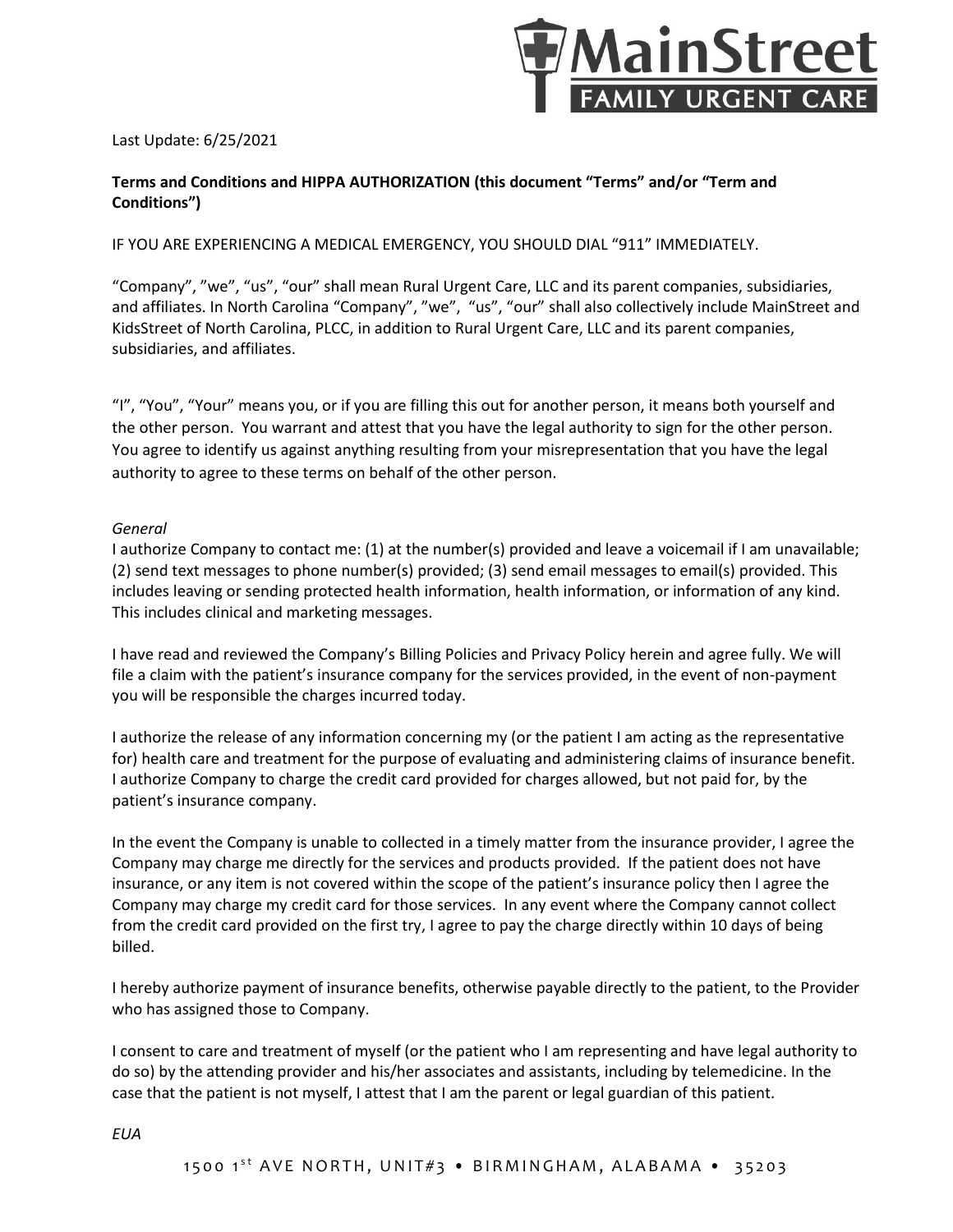Last Update: 6/25/2021

**Terms and Conditions and HIPPA AUTHORIZATION (this document "Terms" and/or "Term and Conditions")**

IF YOU ARE EXPERIENCING A MEDICAL EMERGENCY, YOU SHOULD DIAL "911" IMMEDIATELY.

"Company", "we", "us", "our" shall mean Rural Urgent Care, LLC and its parent companies, subsidiaries, and affiliates. In North Carolina "Company", "we", "us", "our" shall also collectively include MainStreet and KidsStreet of North Carolina, PLCC, in addition to Rural Urgent Care, LLC and its parent companies, subsidiaries, and affiliates.

"I", "You", "Your" means you, or if you are filling this out for another person, it means both yourself and the other person. You warrant and attest that you have the legal authority to sign for the other person. You agree to identify us against anything resulting from your misrepresentation that you have the legal authority to agree to these terms on behalf of the other person.

*General*

I authorize Company to contact me: (1) at the number(s) provided and leave a voicemail if I am unavailable; (2) send text messages to phone number(s) provided; (3) send email messages to email(s) provided. This includes leaving or sending protected health information, health information, or information of any kind. This includes clinical and marketing messages.

I have read and reviewed the Company's Billing Policies and Privacy Policy herein and agree fully. We will file a claim with the patient's insurance company for the services provided, in the event of non-payment you will be responsible the charges incurred today.

I authorize the release of any information concerning my (or the patient I am acting as the representative for) health care and treatment for the purpose of evaluating and administering claims of insurance benefit. I authorize Company to charge the credit card provided for charges allowed, but not paid for, by the patient's insurance company.

In the event the Company is unable to collected in a timely matter from the insurance provider, I agree the Company may charge me directly for the services and products provided. If the patient does not have insurance, or any item is not covered within the scope of the patient's insurance policy then I agree the Company may charge my credit card for those services. In any event where the Company cannot collect from the credit card provided on the first try, I agree to pay the charge directly within 10 days of being billed.

I hereby authorize payment of insurance benefits, otherwise payable directly to the patient, to the Provider who has assigned those to Company.

I consent to care and treatment of myself (or the patient who I am representing and have legal authority to do so) by the attending provider and his/her associates and assistants, including by telemedicine. In the case that the patient is not myself, I attest that I am the parent or legal guardian of this patient.

*EUA*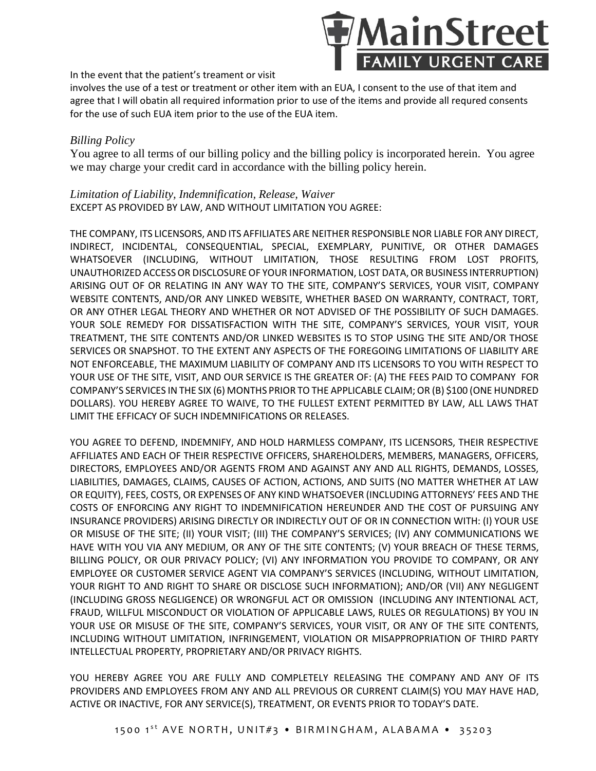In the event that the patient's treament or visit involves the use of a test or treatment or other item with an EUA, I consent to the use of that item and agree that I will obatin all required information prior to use of the items and provide all requred consents for the use of such EUA item prior to the use of the EUA item.

*Billing Policy*

You agree to all terms of our billing policy and the billing policy is incorporated herein. You agree we may charge your credit card in accordance with the billing policy herein.

*Limitation of Liability, Indemnification, Release, Waiver*

EXCEPT AS PROVIDED BY LAW, AND WITHOUT LIMITATION YOU AGREE:

THE COMPANY, ITS LICENSORS, AND ITS AFFILIATES ARE NEITHER RESPONSIBLE NOR LIABLE FOR ANY DIRECT, INDIRECT, INCIDENTAL, CONSEQUENTIAL, SPECIAL, EXEMPLARY, PUNITIVE, OR OTHER DAMAGES WHATSOEVER (INCLUDING, WITHOUT LIMITATION, THOSE RESULTING FROM LOST PROFITS, UNAUTHORIZED ACCESS OR DISCLOSURE OF YOUR INFORMATION, LOST DATA, OR BUSINESS INTERRUPTION) ARISING OUT OF OR RELATING IN ANY WAY TO THE SITE, COMPANY'S SERVICES, YOUR VISIT, COMPANY WEBSITE CONTENTS, AND/OR ANY LINKED WEBSITE, WHETHER BASED ON WARRANTY, CONTRACT, TORT, OR ANY OTHER LEGAL THEORY AND WHETHER OR NOT ADVISED OF THE POSSIBILITY OF SUCH DAMAGES. YOUR SOLE REMEDY FOR DISSATISFACTION WITH THE SITE, COMPANY'S SERVICES, YOUR VISIT, YOUR TREATMENT, THE SITE CONTENTS AND/OR LINKED WEBSITES IS TO STOP USING THE SITE AND/OR THOSE SERVICES OR SNAPSHOT. TO THE EXTENT ANY ASPECTS OF THE FOREGOING LIMITATIONS OF LIABILITY ARE NOT ENFORCEABLE, THE MAXIMUM LIABILITY OF COMPANY AND ITS LICENSORS TO YOU WITH RESPECT TO YOUR USE OF THE SITE, VISIT, AND OUR SERVICE IS THE GREATER OF: (A) THE FEES PAID TO COMPANY FOR COMPANY'S SERVICES IN THE SIX (6) MONTHS PRIOR TO THE APPLICABLE CLAIM; OR (B) $100 (ONE HUNDRED DOLLARS). YOU HEREBY AGREE TO WAIVE, TO THE FULLEST EXTENT PERMITTED BY LAW, ALL LAWS THAT LIMIT THE EFFICACY OF SUCH INDEMNIFICATIONS OR RELEASES.

YOU AGREE TO DEFEND, INDEMNIFY, AND HOLD HARMLESS COMPANY, ITS LICENSORS, THEIR RESPECTIVE AFFILIATES AND EACH OF THEIR RESPECTIVE OFFICERS, SHAREHOLDERS, MEMBERS, MANAGERS, OFFICERS, DIRECTORS, EMPLOYEES AND/OR AGENTS FROM AND AGAINST ANY AND ALL RIGHTS, DEMANDS, LOSSES, LIABILITIES, DAMAGES, CLAIMS, CAUSES OF ACTION, ACTIONS, AND SUITS (NO MATTER WHETHER AT LAW OR EQUITY), FEES, COSTS, OR EXPENSES OF ANY KIND WHATSOEVER (INCLUDING ATTORNEYS' FEES AND THE COSTS OF ENFORCING ANY RIGHT TO INDEMNIFICATION HEREUNDER AND THE COST OF PURSUING ANY INSURANCE PROVIDERS) ARISING DIRECTLY OR INDIRECTLY OUT OF OR IN CONNECTION WITH: (I) YOUR USE OR MISUSE OF THE SITE; (II) YOUR VISIT; (III) THE COMPANY'S SERVICES; (IV) ANY COMMUNICATIONS WE HAVE WITH YOU VIA ANY MEDIUM, OR ANY OF THE SITE CONTENTS; (V) YOUR BREACH OF THESE TERMS, BILLING POLICY, OR OUR PRIVACY POLICY; (VI) ANY INFORMATION YOU PROVIDE TO COMPANY, OR ANY EMPLOYEE OR CUSTOMER SERVICE AGENT VIA COMPANY'S SERVICES (INCLUDING, WITHOUT LIMITATION, YOUR RIGHT TO AND RIGHT TO SHARE OR DISCLOSE SUCH INFORMATION); AND/OR (VII) ANY NEGLIGENT (INCLUDING GROSS NEGLIGENCE) OR WRONGFUL ACT OR OMISSION (INCLUDING ANY INTENTIONAL ACT, FRAUD, WILLFUL MISCONDUCT OR VIOLATION OF APPLICABLE LAWS, RULES OR REGULATIONS) BY YOU IN YOUR USE OR MISUSE OF THE SITE, COMPANY'S SERVICES, YOUR VISIT, OR ANY OF THE SITE CONTENTS, INCLUDING WITHOUT LIMITATION, INFRINGEMENT, VIOLATION OR MISAPPROPRIATION OF THIRD PARTY INTELLECTUAL PROPERTY, PROPRIETARY AND/OR PRIVACY RIGHTS.

YOU HEREBY AGREE YOU ARE FULLY AND COMPLETELY RELEASING THE COMPANY AND ANY OF ITS PROVIDERS AND EMPLOYEES FROM ANY AND ALL PREVIOUS OR CURRENT CLAIM(S) YOU MAY HAVE HAD, ACTIVE OR INACTIVE, FOR ANY SERVICE(S), TREATMENT, OR EVENTS PRIOR TO TODAY'S DATE.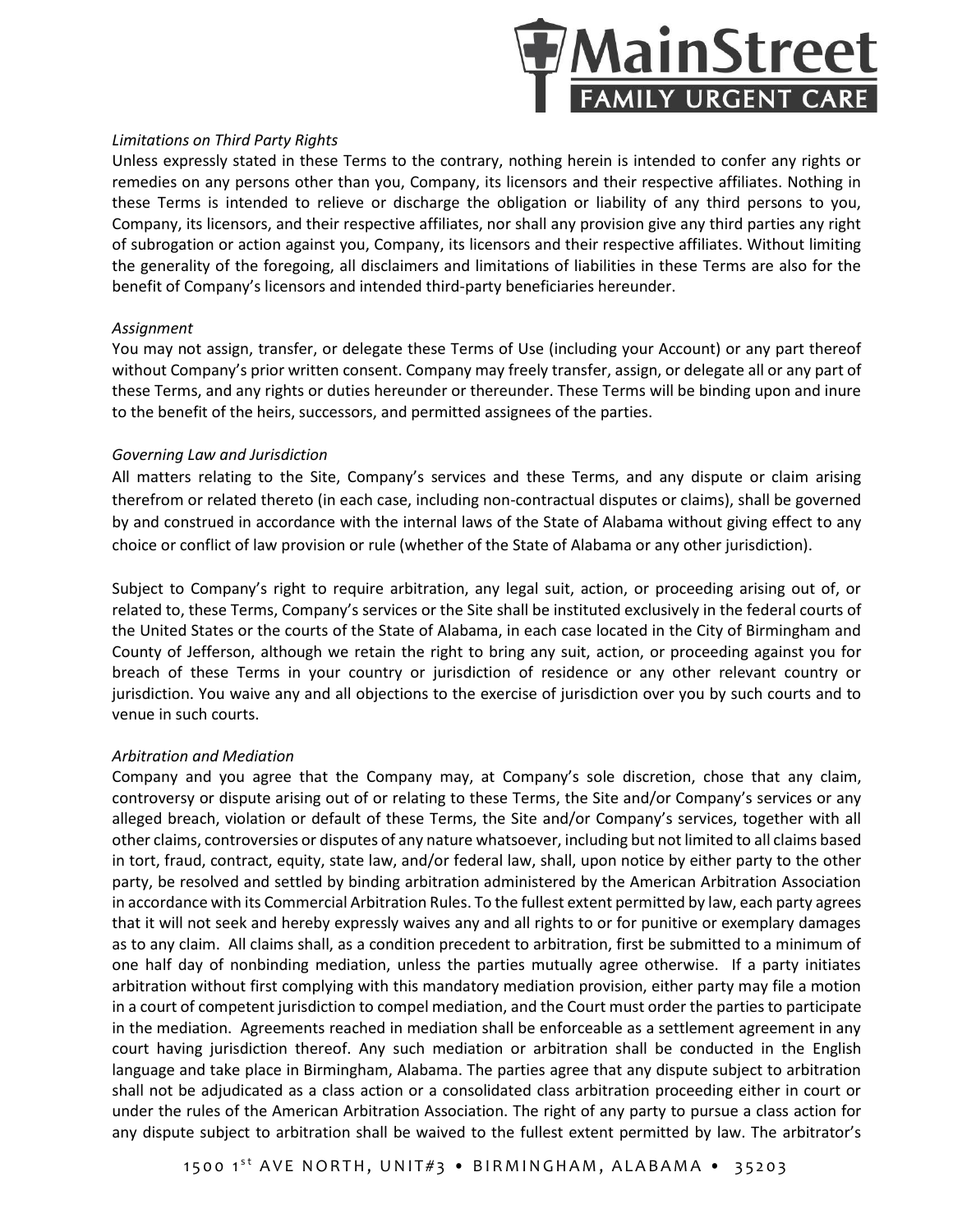*Limitations on Third Party Rights*

Unless expressly stated in these Terms to the contrary, nothing herein is intended to confer any rights or remedies on any persons other than you, Company, its licensors and their respective affiliates. Nothing in these Terms is intended to relieve or discharge the obligation or liability of any third persons to you, Company, its licensors, and their respective affiliates, nor shall any provision give any third parties any right of subrogation or action against you, Company, its licensors and their respective affiliates. Without limiting the generality of the foregoing, all disclaimers and limitations of liabilities in these Terms are also for the benefit of Company's licensors and intended third-party beneficiaries hereunder.

*Assignment*

You may not assign, transfer, or delegate these Terms of Use (including your Account) or any part thereof without Company's prior written consent. Company may freely transfer, assign, or delegate all or any part of these Terms, and any rights or duties hereunder or thereunder. These Terms will be binding upon and inure to the benefit of the heirs, successors, and permitted assignees of the parties.

*Governing Law and Jurisdiction*

All matters relating to the Site, Company's services and these Terms, and any dispute or claim arising therefrom or related thereto (in each case, including non-contractual disputes or claims), shall be governed by and construed in accordance with the internal laws of the State of Alabama without giving effect to any choice or conflict of law provision or rule (whether of the State of Alabama or any other jurisdiction).

Subject to Company's right to require arbitration, any legal suit, action, or proceeding arising out of, or related to, these Terms, Company's services or the Site shall be instituted exclusively in the federal courts of the United States or the courts of the State of Alabama, in each case located in the City of Birmingham and County of Jefferson, although we retain the right to bring any suit, action, or proceeding against you for breach of these Terms in your country or jurisdiction of residence or any other relevant country or jurisdiction. You waive any and all objections to the exercise of jurisdiction over you by such courts and to venue in such courts.

*Arbitration and Mediation*

Company and you agree that the Company may, at Company's sole discretion, chose that any claim, controversy or dispute arising out of or relating to these Terms, the Site and/or Company's services or any alleged breach, violation or default of these Terms, the Site and/or Company's services, together with all other claims, controversies or disputes of any nature whatsoever, including but not limited to all claims based in tort, fraud, contract, equity, state law, and/or federal law, shall, upon notice by either party to the other party, be resolved and settled by binding arbitration administered by the American Arbitration Association in accordance with its Commercial Arbitration Rules. To the fullest extent permitted by law, each party agrees that it will not seek and hereby expressly waives any and all rights to or for punitive or exemplary damages as to any claim. All claims shall, as a condition precedent to arbitration, first be submitted to a minimum of one half day of nonbinding mediation, unless the parties mutually agree otherwise. If a party initiates arbitration without first complying with this mandatory mediation provision, either party may file a motion in a court of competent jurisdiction to compel mediation, and the Court must order the parties to participate in the mediation. Agreements reached in mediation shall be enforceable as a settlement agreement in any court having jurisdiction thereof. Any such mediation or arbitration shall be conducted in the English language and take place in Birmingham, Alabama. The parties agree that any dispute subject to arbitration shall not be adjudicated as a class action or a consolidated class arbitration proceeding either in court or under the rules of the American Arbitration Association. The right of any party to pursue a class action for any dispute subject to arbitration shall be waived to the fullest extent permitted by law. The arbitrator's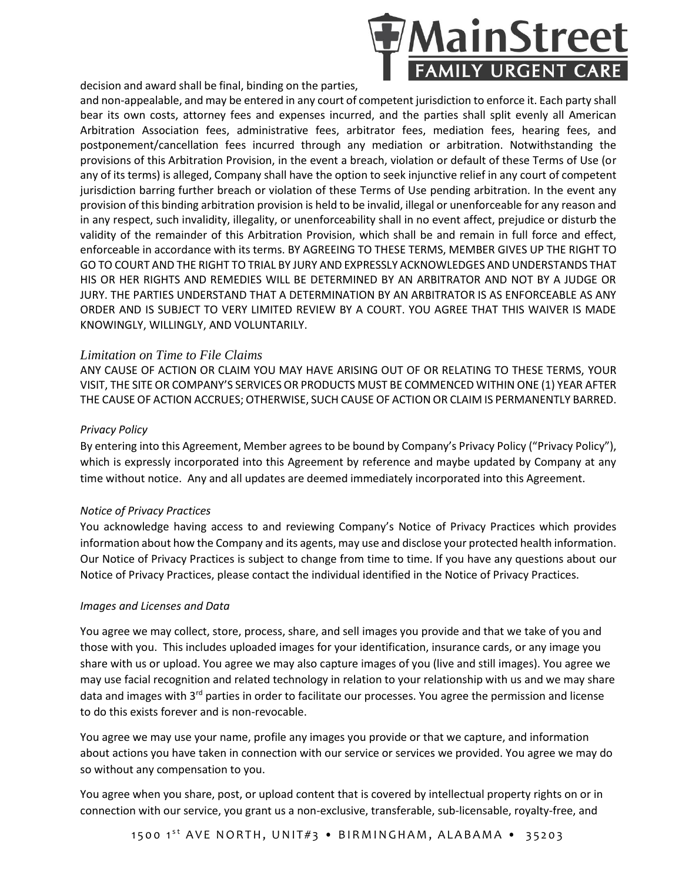decision and award shall be final, binding on the parties, and non-appealable, and may be entered in any court of competent jurisdiction to enforce it. Each party shall bear its own costs, attorney fees and expenses incurred, and the parties shall split evenly all American Arbitration Association fees, administrative fees, arbitrator fees, mediation fees, hearing fees, and postponement/cancellation fees incurred through any mediation or arbitration. Notwithstanding the provisions of this Arbitration Provision, in the event a breach, violation or default of these Terms of Use (or any of its terms) is alleged, Company shall have the option to seek injunctive relief in any court of competent jurisdiction barring further breach or violation of these Terms of Use pending arbitration. In the event any provision of this binding arbitration provision is held to be invalid, illegal or unenforceable for any reason and in any respect, such invalidity, illegality, or unenforceability shall in no event affect, prejudice or disturb the validity of the remainder of this Arbitration Provision, which shall be and remain in full force and effect, enforceable in accordance with its terms. BY AGREEING TO THESE TERMS, MEMBER GIVES UP THE RIGHT TO GO TO COURT AND THE RIGHT TO TRIAL BY JURY AND EXPRESSLY ACKNOWLEDGES AND UNDERSTANDS THAT HIS OR HER RIGHTS AND REMEDIES WILL BE DETERMINED BY AN ARBITRATOR AND NOT BY A JUDGE OR JURY. THE PARTIES UNDERSTAND THAT A DETERMINATION BY AN ARBITRATOR IS AS ENFORCEABLE AS ANY ORDER AND IS SUBJECT TO VERY LIMITED REVIEW BY A COURT. YOU AGREE THAT THIS WAIVER IS MADE KNOWINGLY, WILLINGLY, AND VOLUNTARILY.

*Limitation on Time to File Claims*

ANY CAUSE OF ACTION OR CLAIM YOU MAY HAVE ARISING OUT OF OR RELATING TO THESE TERMS, YOUR VISIT, THE SITE OR COMPANY'S SERVICES OR PRODUCTS MUST BE COMMENCED WITHIN ONE (1) YEAR AFTER THE CAUSE OF ACTION ACCRUES; OTHERWISE, SUCH CAUSE OF ACTION OR CLAIM IS PERMANENTLY BARRED.

*Privacy Policy*

By entering into this Agreement, Member agrees to be bound by Company's Privacy Policy ("Privacy Policy"), which is expressly incorporated into this Agreement by reference and maybe updated by Company at any time without notice. Any and all updates are deemed immediately incorporated into this Agreement.

*Notice of Privacy Practices*

You acknowledge having access to and reviewing Company's Notice of Privacy Practices which provides information about how the Company and its agents, may use and disclose your protected health information. Our Notice of Privacy Practices is subject to change from time to time. If you have any questions about our Notice of Privacy Practices, please contact the individual identified in the Notice of Privacy Practices.

*Images and Licenses and Data*

You agree we may collect, store, process, share, and sell images you provide and that we take of you and those with you. This includes uploaded images for your identification, insurance cards, or any image you share with us or upload. You agree we may also capture images of you (live and still images). You agree we may use facial recognition and related technology in relation to your relationship with us and we may share data and images with 3rd parties in order to facilitate our processes. You agree the permission and license to do this exists forever and is non-revocable.

You agree we may use your name, profile any images you provide or that we capture, and information about actions you have taken in connection with our service or services we provided. You agree we may do so without any compensation to you.

You agree when you share, post, or upload content that is covered by intellectual property rights on or in connection with our service, you grant us a non-exclusive, transferable, sub-licensable, royalty-free, and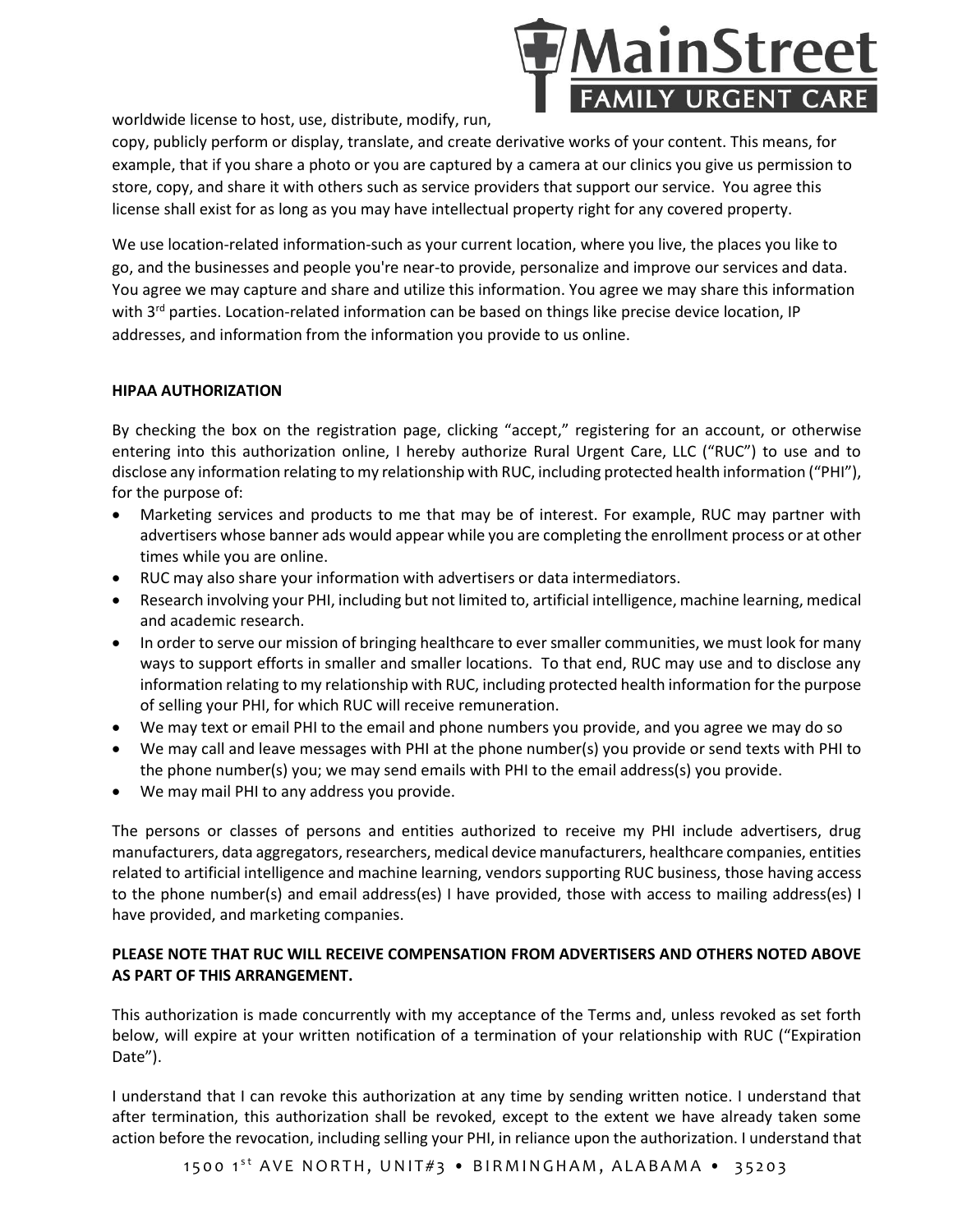worldwide license to host, use, distribute, modify, run, copy, publicly perform or display, translate, and create derivative works of your content. This means, for example, that if you share a photo or you are captured by a camera at our clinics you give us permission to store, copy, and share it with others such as service providers that support our service. You agree this license shall exist for as long as you may have intellectual property right for any covered property.

We use location-related information-such as your current location, where you live, the places you like to go, and the businesses and people you're near-to provide, personalize and improve our services and data. You agree we may capture and share and utilize this information. You agree we may share this information with 3rd parties. Location-related information can be based on things like precise device location, IP addresses, and information from the information you provide to us online.

**HIPAA AUTHORIZATION**

By checking the box on the registration page, clicking "accept," registering for an account, or otherwise entering into this authorization online, I hereby authorize Rural Urgent Care, LLC ("RUC") to use and to disclose any information relating to my relationship with RUC, including protected health information ("PHI"), for the purpose of:

- Marketing services and products to me that may be of interest. For example, RUC may partner with advertisers whose banner ads would appear while you are completing the enrollment process or at other times while you are online.
- RUC may also share your information with advertisers or data intermediators.
- Research involving your PHI, including but not limited to, artificial intelligence, machine learning, medical and academic research.
- In order to serve our mission of bringing healthcare to ever smaller communities, we must look for many ways to support efforts in smaller and smaller locations. To that end, RUC may use and to disclose any information relating to my relationship with RUC, including protected health information for the purpose of selling your PHI, for which RUC will receive remuneration.
- We may text or email PHI to the email and phone numbers you provide, and you agree we may do so
- We may call and leave messages with PHI at the phone number(s) you provide or send texts with PHI to the phone number(s) you; we may send emails with PHI to the email address(s) you provide.
- We may mail PHI to any address you provide.

The persons or classes of persons and entities authorized to receive my PHI include advertisers, drug manufacturers, data aggregators, researchers, medical device manufacturers, healthcare companies, entities related to artificial intelligence and machine learning, vendors supporting RUC business, those having access to the phone number(s) and email address(es) I have provided, those with access to mailing address(es) I have provided, and marketing companies.

**PLEASE NOTE THAT RUC WILL RECEIVE COMPENSATION FROM ADVERTISERS AND OTHERS NOTED ABOVE AS PART OF THIS ARRANGEMENT.**

This authorization is made concurrently with my acceptance of the Terms and, unless revoked as set forth below, will expire at your written notification of a termination of your relationship with RUC ("Expiration Date").

I understand that I can revoke this authorization at any time by sending written notice. I understand that after termination, this authorization shall be revoked, except to the extent we have already taken some action before the revocation, including selling your PHI, in reliance upon the authorization. I understand that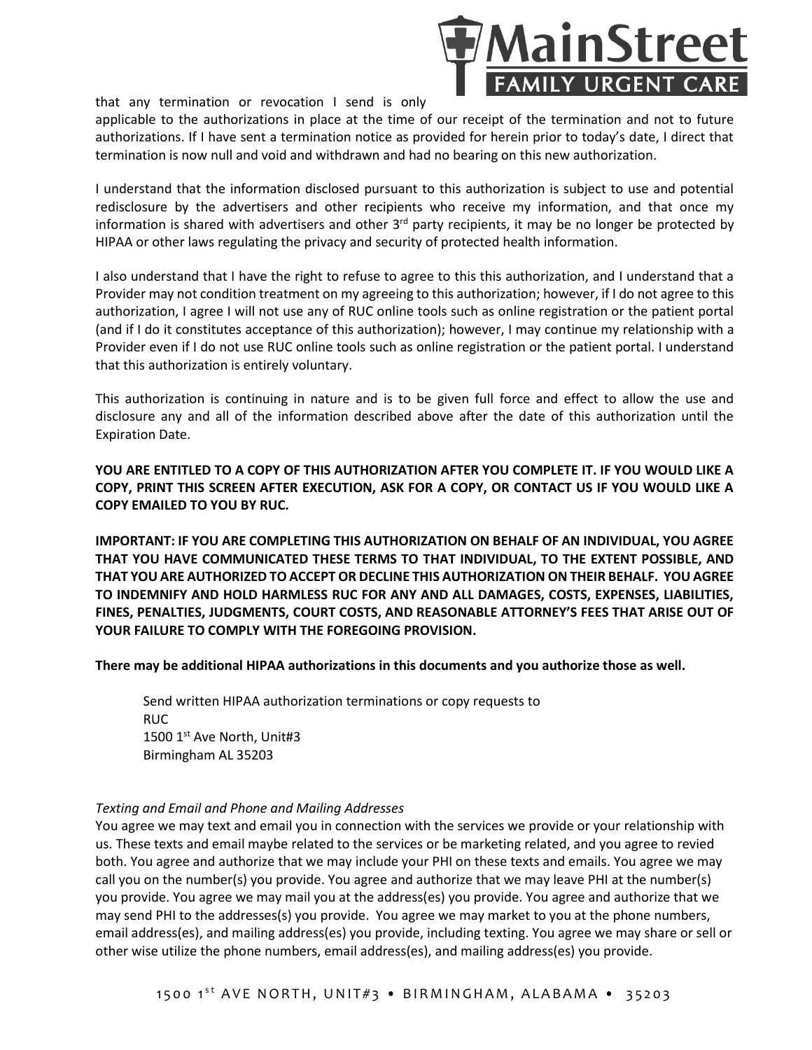that any termination or revocation I send is only applicable to the authorizations in place at the time of our receipt of the termination and not to future authorizations. If I have sent a termination notice as provided for herein prior to today's date, I direct that termination is now null and void and withdrawn and had no bearing on this new authorization.

I understand that the information disclosed pursuant to this authorization is subject to use and potential redisclosure by the advertisers and other recipients who receive my information, and that once my information is shared with advertisers and other 3rd party recipients, it may be no longer be protected by HIPAA or other laws regulating the privacy and security of protected health information.

I also understand that I have the right to refuse to agree to this this authorization, and I understand that a Provider may not condition treatment on my agreeing to this authorization; however, if I do not agree to this authorization, I agree I will not use any of RUC online tools such as online registration or the patient portal (and if I do it constitutes acceptance of this authorization); however, I may continue my relationship with a Provider even if I do not use RUC online tools such as online registration or the patient portal. I understand that this authorization is entirely voluntary.

This authorization is continuing in nature and is to be given full force and effect to allow the use and disclosure any and all of the information described above after the date of this authorization until the Expiration Date.

**YOU ARE ENTITLED TO A COPY OF THIS AUTHORIZATION AFTER YOU COMPLETE IT. IF YOU WOULD LIKE A COPY, PRINT THIS SCREEN AFTER EXECUTION, ASK FOR A COPY, OR CONTACT US IF YOU WOULD LIKE A COPY EMAILED TO YOU BY RUC.**

**IMPORTANT: IF YOU ARE COMPLETING THIS AUTHORIZATION ON BEHALF OF AN INDIVIDUAL, YOU AGREE THAT YOU HAVE COMMUNICATED THESE TERMS TO THAT INDIVIDUAL, TO THE EXTENT POSSIBLE, AND THAT YOU ARE AUTHORIZED TO ACCEPT OR DECLINE THIS AUTHORIZATION ON THEIR BEHALF. YOU AGREE TO INDEMNIFY AND HOLD HARMLESS RUC FOR ANY AND ALL DAMAGES, COSTS, EXPENSES, LIABILITIES, FINES, PENALTIES, JUDGMENTS, COURT COSTS, AND REASONABLE ATTORNEY'S FEES THAT ARISE OUT OF YOUR FAILURE TO COMPLY WITH THE FOREGOING PROVISION.**

**There may be additional HIPAA authorizations in this documents and you authorize those as well.**

Send written HIPAA authorization terminations or copy requests to
RUC
1500 1st Ave North, Unit#3
Birmingham AL 35203

*Texting and Email and Phone and Mailing Addresses*

You agree we may text and email you in connection with the services we provide or your relationship with us. These texts and email maybe related to the services or be marketing related, and you agree to revied both. You agree and authorize that we may include your PHI on these texts and emails. You agree we may call you on the number(s) you provide. You agree and authorize that we may leave PHI at the number(s) you provide. You agree we may mail you at the address(es) you provide. You agree and authorize that we may send PHI to the addresses(s) you provide. You agree we may market to you at the phone numbers, email address(es), and mailing address(es) you provide, including texting. You agree we may share or sell or other wise utilize the phone numbers, email address(es), and mailing address(es) you provide.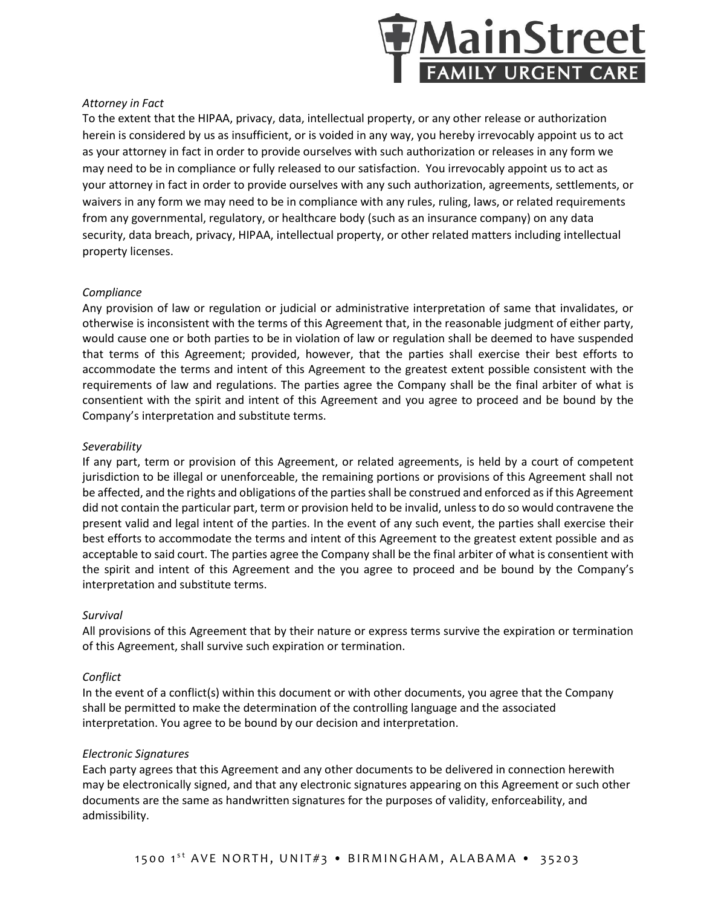*Attorney in Fact*

To the extent that the HIPAA, privacy, data, intellectual property, or any other release or authorization herein is considered by us as insufficient, or is voided in any way, you hereby irrevocably appoint us to act as your attorney in fact in order to provide ourselves with such authorization or releases in any form we may need to be in compliance or fully released to our satisfaction. You irrevocably appoint us to act as your attorney in fact in order to provide ourselves with any such authorization, agreements, settlements, or waivers in any form we may need to be in compliance with any rules, ruling, laws, or related requirements from any governmental, regulatory, or healthcare body (such as an insurance company) on any data security, data breach, privacy, HIPAA, intellectual property, or other related matters including intellectual property licenses.

*Compliance*

Any provision of law or regulation or judicial or administrative interpretation of same that invalidates, or otherwise is inconsistent with the terms of this Agreement that, in the reasonable judgment of either party, would cause one or both parties to be in violation of law or regulation shall be deemed to have suspended that terms of this Agreement; provided, however, that the parties shall exercise their best efforts to accommodate the terms and intent of this Agreement to the greatest extent possible consistent with the requirements of law and regulations. The parties agree the Company shall be the final arbiter of what is consentient with the spirit and intent of this Agreement and you agree to proceed and be bound by the Company's interpretation and substitute terms.

*Severability*

If any part, term or provision of this Agreement, or related agreements, is held by a court of competent jurisdiction to be illegal or unenforceable, the remaining portions or provisions of this Agreement shall not be affected, and the rights and obligations of the parties shall be construed and enforced as if this Agreement did not contain the particular part, term or provision held to be invalid, unless to do so would contravene the present valid and legal intent of the parties. In the event of any such event, the parties shall exercise their best efforts to accommodate the terms and intent of this Agreement to the greatest extent possible and as acceptable to said court. The parties agree the Company shall be the final arbiter of what is consentient with the spirit and intent of this Agreement and the you agree to proceed and be bound by the Company's interpretation and substitute terms.

*Survival*

All provisions of this Agreement that by their nature or express terms survive the expiration or termination of this Agreement, shall survive such expiration or termination.

*Conflict*

In the event of a conflict(s) within this document or with other documents, you agree that the Company shall be permitted to make the determination of the controlling language and the associated interpretation. You agree to be bound by our decision and interpretation.

*Electronic Signatures*

Each party agrees that this Agreement and any other documents to be delivered in connection herewith may be electronically signed, and that any electronic signatures appearing on this Agreement or such other documents are the same as handwritten signatures for the purposes of validity, enforceability, and admissibility.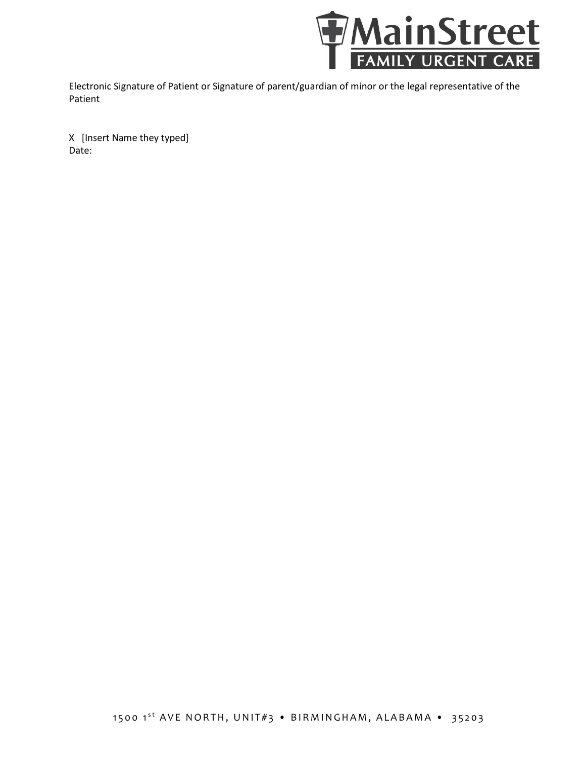Electronic Signature of Patient or Signature of parent/guardian of minor or the legal representative of the Patient

X [Insert Name they typed]
Date: